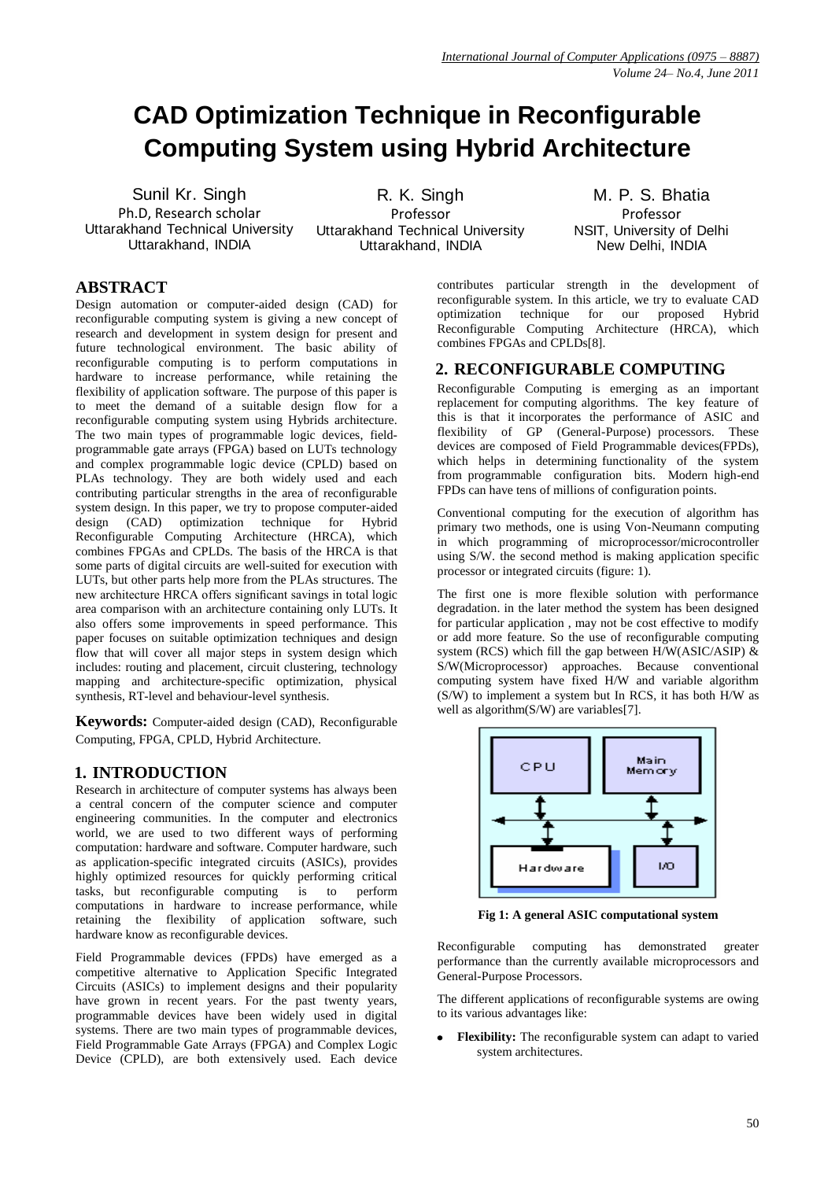# CAD Optimization Technique in Reconfigurable Computing System using Hybrid Architecture

Sunil Kr. Singh
Ph.D, Research scholar
Uttarakhand Technical University
Uttarakhand, INDIA

R. K. Singh
Professor
Uttarakhand Technical University
Uttarakhand, INDIA

M. P. S. Bhatia
Professor
NSIT, University of Delhi
New Delhi, INDIA

## ABSTRACT

Design automation or computer-aided design (CAD) for reconfigurable computing system is giving a new concept of research and development in system design for present and future technological environment. The basic ability of reconfigurable computing is to perform computations in hardware to increase performance, while retaining the flexibility of application software. The purpose of this paper is to meet the demand of a suitable design flow for a reconfigurable computing system using Hybrids architecture. The two main types of programmable logic devices, field-programmable gate arrays (FPGA) based on LUTs technology and complex programmable logic device (CPLD) based on PLAs technology. They are both widely used and each contributing particular strengths in the area of reconfigurable system design. In this paper, we try to propose computer-aided design (CAD) optimization technique for Hybrid Reconfigurable Computing Architecture (HRCA), which combines FPGAs and CPLDs. The basis of the HRCA is that some parts of digital circuits are well-suited for execution with LUTs, but other parts help more from the PLAs structures. The new architecture HRCA offers significant savings in total logic area comparison with an architecture containing only LUTs. It also offers some improvements in speed performance. This paper focuses on suitable optimization techniques and design flow that will cover all major steps in system design which includes: routing and placement, circuit clustering, technology mapping and architecture-specific optimization, physical synthesis, RT-level and behaviour-level synthesis.

**Keywords:** Computer-aided design (CAD), Reconfigurable Computing, FPGA, CPLD, Hybrid Architecture.

## 1. INTRODUCTION

Research in architecture of computer systems has always been a central concern of the computer science and computer engineering communities. In the computer and electronics world, we are used to two different ways of performing computation: hardware and software. Computer hardware, such as application-specific integrated circuits (ASICs), provides highly optimized resources for quickly performing critical tasks, but reconfigurable computing is to perform computations in hardware to increase performance, while retaining the flexibility of application software, such hardware know as reconfigurable devices.

Field Programmable devices (FPDs) have emerged as a competitive alternative to Application Specific Integrated Circuits (ASICs) to implement designs and their popularity have grown in recent years. For the past twenty years, programmable devices have been widely used in digital systems. There are two main types of programmable devices, Field Programmable Gate Arrays (FPGA) and Complex Logic Device (CPLD), are both extensively used. Each device contributes particular strength in the development of reconfigurable system. In this article, we try to evaluate CAD optimization technique for our proposed Hybrid Reconfigurable Computing Architecture (HRCA), which combines FPGAs and CPLDs[8].

## 2. RECONFIGURABLE COMPUTING

Reconfigurable Computing is emerging as an important replacement for computing algorithms. The key feature of this is that it incorporates the performance of ASIC and flexibility of GP (General-Purpose) processors. These devices are composed of Field Programmable devices(FPDs), which helps in determining functionality of the system from programmable configuration bits. Modern high-end FPDs can have tens of millions of configuration points.

Conventional computing for the execution of algorithm has primary two methods, one is using Von-Neumann computing in which programming of microprocessor/microcontroller using S/W. the second method is making application specific processor or integrated circuits (figure: 1).

The first one is more flexible solution with performance degradation. in the later method the system has been designed for particular application , may not be cost effective to modify or add more feature. So the use of reconfigurable computing system (RCS) which fill the gap between H/W(ASIC/ASIP) & S/W(Microprocessor) approaches. Because conventional computing system have fixed H/W and variable algorithm (S/W) to implement a system but In RCS, it has both H/W as well as algorithm(S/W) are variables[7].

**Fig 1: A general ASIC computational system**

Reconfigurable computing has demonstrated greater performance than the currently available microprocessors and General-Purpose Processors.

The different applications of reconfigurable systems are owing to its various advantages like:

- **Flexibility:** The reconfigurable system can adapt to varied system architectures.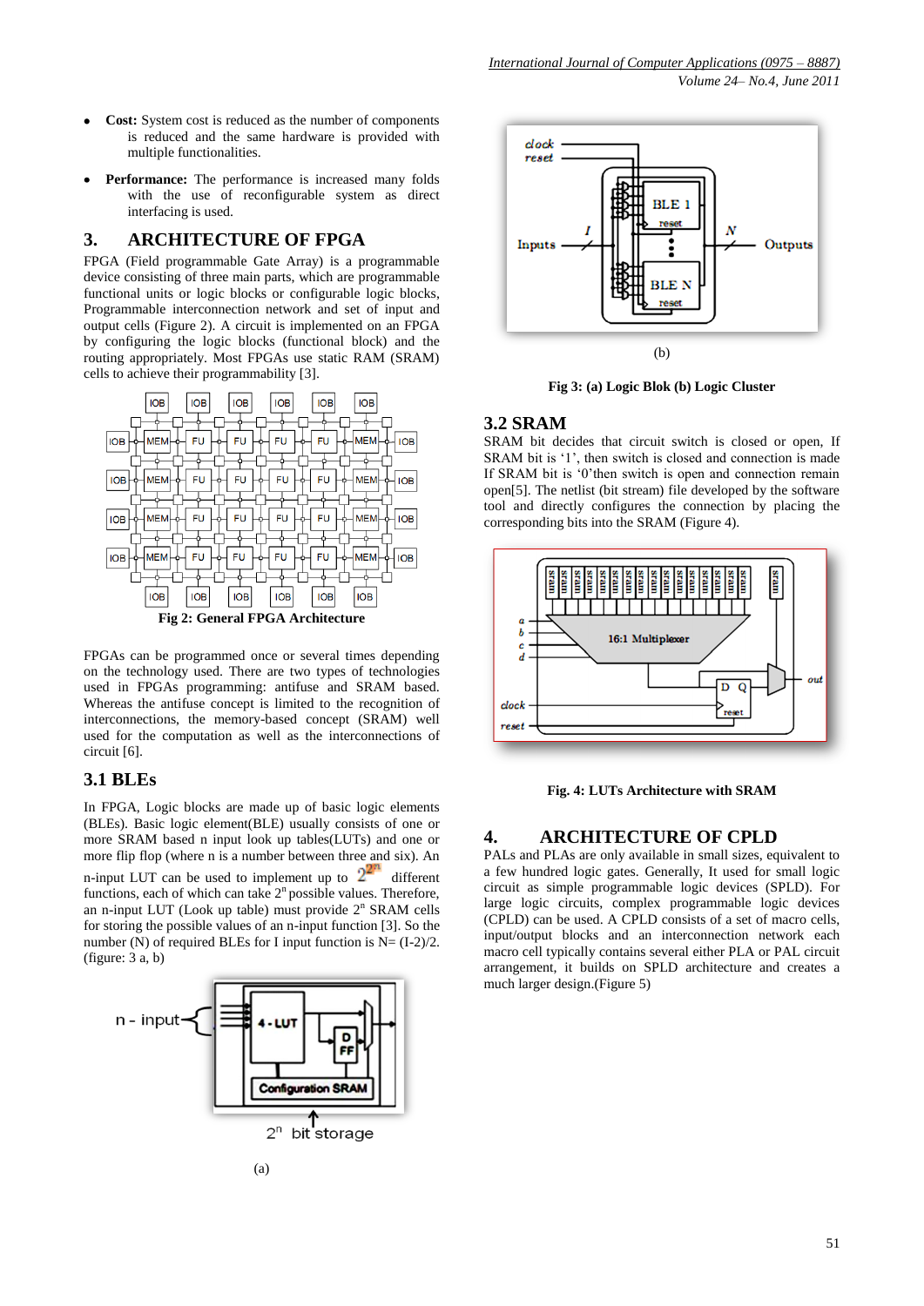- **Cost:** System cost is reduced as the number of components is reduced and the same hardware is provided with multiple functionalities.
- **Performance:** The performance is increased many folds with the use of reconfigurable system as direct interfacing is used.

## 3. ARCHITECTURE OF FPGA

FPGA (Field programmable Gate Array) is a programmable device consisting of three main parts, which are programmable functional units or logic blocks or configurable logic blocks, Programmable interconnection network and set of input and output cells (Figure 2). A circuit is implemented on an FPGA by configuring the logic blocks (functional block) and the routing appropriately. Most FPGAs use static RAM (SRAM) cells to achieve their programmability [3].

**Fig 2: General FPGA Architecture**

FPGAs can be programmed once or several times depending on the technology used. There are two types of technologies used in FPGAs programming: antifuse and SRAM based. Whereas the antifuse concept is limited to the recognition of interconnections, the memory-based concept (SRAM) well used for the computation as well as the interconnections of circuit [6].

### 3.1 BLEs

In FPGA, Logic blocks are made up of basic logic elements (BLEs). Basic logic element(BLE) usually consists of one or more SRAM based n input look up tables(LUTs) and one or more flip flop (where n is a number between three and six). An n-input LUT can be used to implement up to $2^{2^n}$ different functions, each of which can take $2^n$ possible values. Therefore, an n-input LUT (Look up table) must provide $2^n$ SRAM cells for storing the possible values of an n-input function [3]. So the number (N) of required BLEs for I input function is N= (I-2)/2. (figure: 3 a, b)

(a)

(b)

**Fig 3: (a) Logic Blok (b) Logic Cluster**

### 3.2 SRAM

SRAM bit decides that circuit switch is closed or open, If SRAM bit is '1', then switch is closed and connection is made If SRAM bit is '0'then switch is open and connection remain open[5]. The netlist (bit stream) file developed by the software tool and directly configures the connection by placing the corresponding bits into the SRAM (Figure 4).

**Fig. 4: LUTs Architecture with SRAM**

## 4. ARCHITECTURE OF CPLD

PALs and PLAs are only available in small sizes, equivalent to a few hundred logic gates. Generally, It used for small logic circuit as simple programmable logic devices (SPLD). For large logic circuits, complex programmable logic devices (CPLD) can be used. A CPLD consists of a set of macro cells, input/output blocks and an interconnection network each macro cell typically contains several either PLA or PAL circuit arrangement, it builds on SPLD architecture and creates a much larger design.(Figure 5)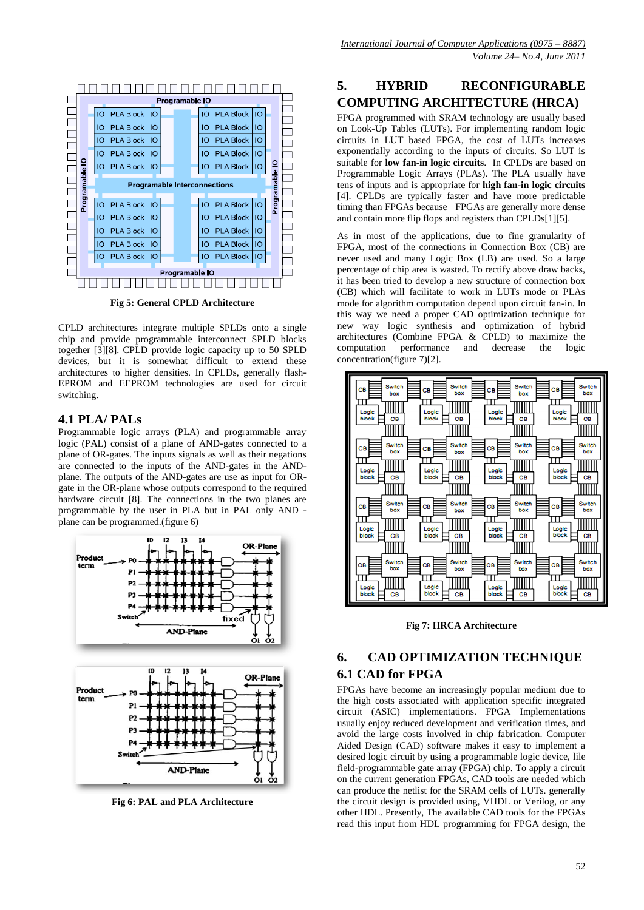Fig 5: General CPLD Architecture

CPLD architectures integrate multiple SPLDs onto a single chip and provide programmable interconnect SPLD blocks together [3][8]. CPLD provide logic capacity up to 50 SPLD devices, but it is somewhat difficult to extend these architectures to higher densities. In CPLDs, generally flash-EPROM and EEPROM technologies are used for circuit switching.

## 4.1 PLA/ PALs

Programmable logic arrays (PLA) and programmable array logic (PAL) consist of a plane of AND-gates connected to a plane of OR-gates. The inputs signals as well as their negations are connected to the inputs of the AND-gates in the AND-plane. The outputs of the AND-gates are use as input for OR-gate in the OR-plane whose outputs correspond to the required hardware circuit [8]. The connections in the two planes are programmable by the user in PLA but in PAL only AND - plane can be programmed.(figure 6)

Fig 6: PAL and PLA Architecture

# 5. HYBRID RECONFIGURABLE COMPUTING ARCHITECTURE (HRCA)

FPGA programmed with SRAM technology are usually based on Look-Up Tables (LUTs). For implementing random logic circuits in LUT based FPGA, the cost of LUTs increases exponentially according to the inputs of circuits. So LUT is suitable for **low fan-in logic circuits**. In CPLDs are based on Programmable Logic Arrays (PLAs). The PLA usually have tens of inputs and is appropriate for **high fan-in logic circuits** [4]. CPLDs are typically faster and have more predictable timing than FPGAs because FPGAs are generally more dense and contain more flip flops and registers than CPLDs[1][5].

As in most of the applications, due to fine granularity of FPGA, most of the connections in Connection Box (CB) are never used and many Logic Box (LB) are used. So a large percentage of chip area is wasted. To rectify above draw backs, it has been tried to develop a new structure of connection box (CB) which will facilitate to work in LUTs mode or PLAs mode for algorithm computation depend upon circuit fan-in. In this way we need a proper CAD optimization technique for new way logic synthesis and optimization of hybrid architectures (Combine FPGA & CPLD) to maximize the computation performance and decrease the logic concentration(figure 7)[2].

Fig 7: HRCA Architecture

# 6. CAD OPTIMIZATION TECHNIQUE

## 6.1 CAD for FPGA

FPGAs have become an increasingly popular medium due to the high costs associated with application specific integrated circuit (ASIC) implementations. FPGA Implementations usually enjoy reduced development and verification times, and avoid the large costs involved in chip fabrication. Computer Aided Design (CAD) software makes it easy to implement a desired logic circuit by using a programmable logic device, lile field-programmable gate array (FPGA) chip. To apply a circuit on the current generation FPGAs, CAD tools are needed which can produce the netlist for the SRAM cells of LUTs. generally the circuit design is provided using, VHDL or Verilog, or any other HDL. Presently, The available CAD tools for the FPGAs read this input from HDL programming for FPGA design, the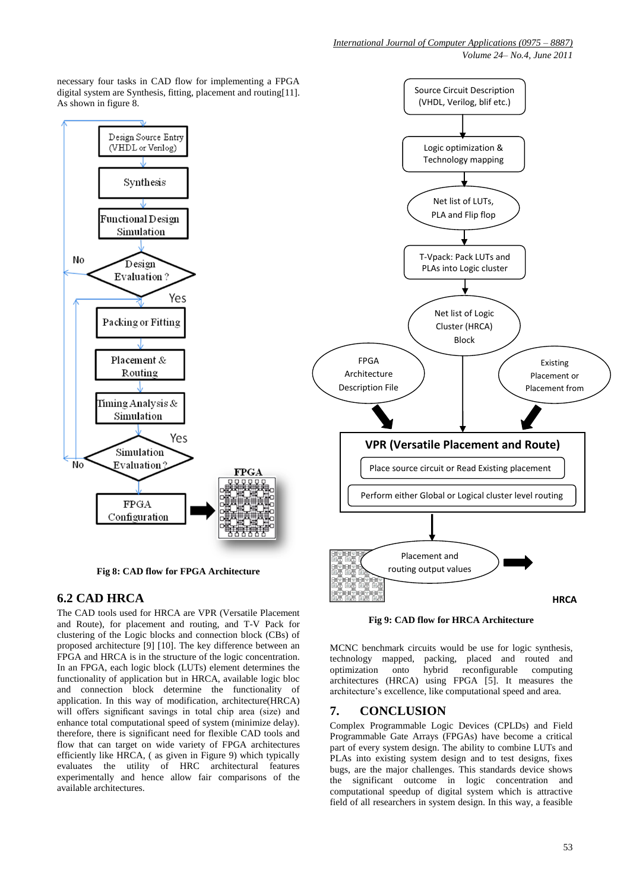necessary four tasks in CAD flow for implementing a FPGA digital system are Synthesis, fitting, placement and routing[11]. As shown in figure 8.

Fig 8: CAD flow for FPGA Architecture

## 6.2 CAD HRCA

The CAD tools used for HRCA are VPR (Versatile Placement and Route), for placement and routing, and T-V Pack for clustering of the Logic blocks and connection block (CBs) of proposed architecture [9] [10]. The key difference between an FPGA and HRCA is in the structure of the logic concentration. In an FPGA, each logic block (LUTs) element determines the functionality of application but in HRCA, available logic bloc and connection block determine the functionality of application. In this way of modification, architecture(HRCA) will offers significant savings in total chip area (size) and enhance total computational speed of system (minimize delay). therefore, there is significant need for flexible CAD tools and flow that can target on wide variety of FPGA architectures efficiently like HRCA, ( as given in Figure 9) which typically evaluates the utility of HRC architectural features experimentally and hence allow fair comparisons of the available architectures.

Fig 9: CAD flow for HRCA Architecture

MCNC benchmark circuits would be use for logic synthesis, technology mapped, packing, placed and routed and optimization onto hybrid reconfigurable computing architectures (HRCA) using FPGA [5]. It measures the architecture's excellence, like computational speed and area.

## 7. CONCLUSION

Complex Programmable Logic Devices (CPLDs) and Field Programmable Gate Arrays (FPGAs) have become a critical part of every system design. The ability to combine LUTs and PLAs into existing system design and to test designs, fixes bugs, are the major challenges. This standards device shows the significant outcome in logic concentration and computational speedup of digital system which is attractive field of all researchers in system design. In this way, a feasible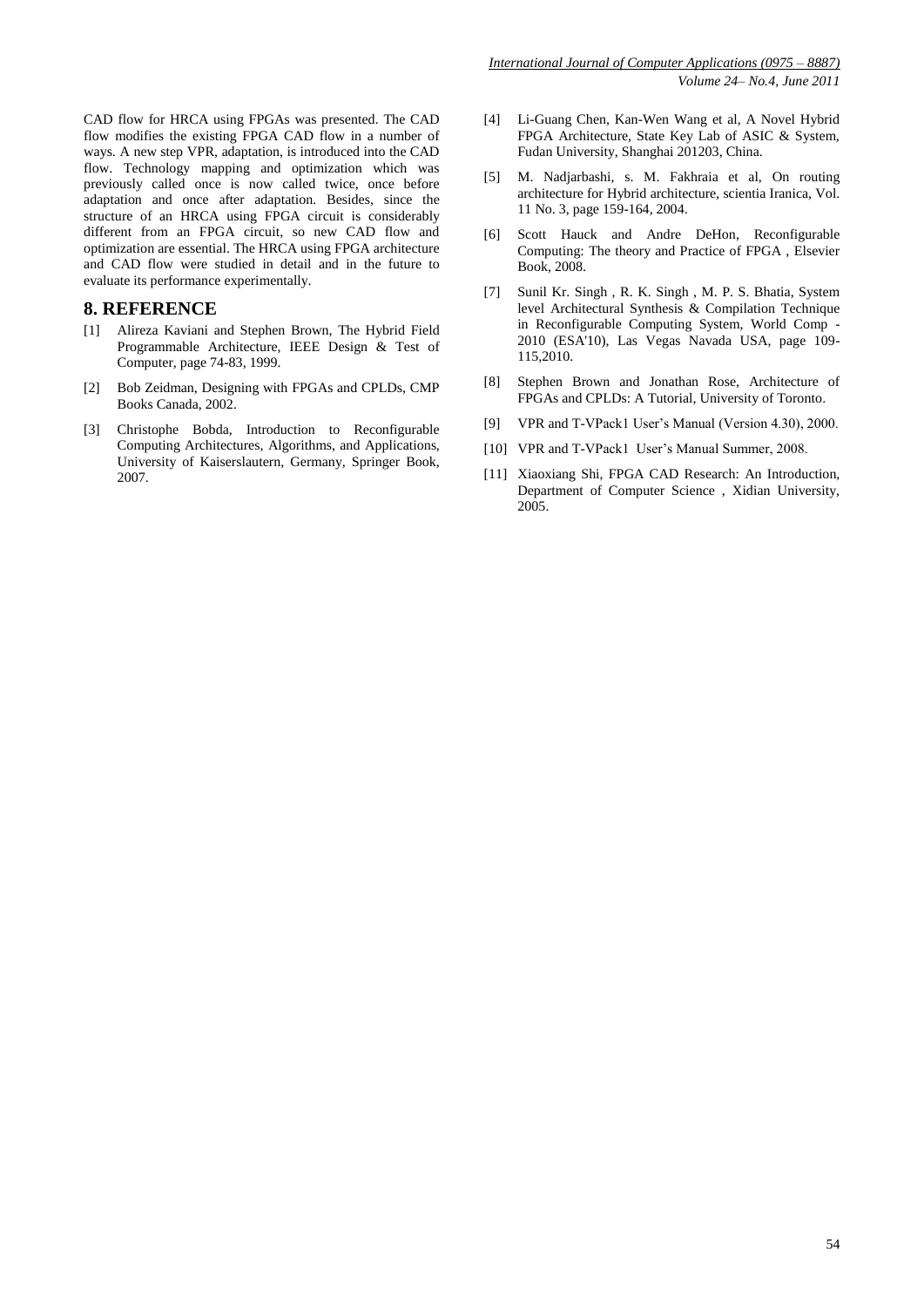CAD flow for HRCA using FPGAs was presented. The CAD flow modifies the existing FPGA CAD flow in a number of ways. A new step VPR, adaptation, is introduced into the CAD flow. Technology mapping and optimization which was previously called once is now called twice, once before adaptation and once after adaptation. Besides, since the structure of an HRCA using FPGA circuit is considerably different from an FPGA circuit, so new CAD flow and optimization are essential. The HRCA using FPGA architecture and CAD flow were studied in detail and in the future to evaluate its performance experimentally.

## 8. REFERENCE

[1] Alireza Kaviani and Stephen Brown, The Hybrid Field Programmable Architecture, IEEE Design & Test of Computer, page 74-83, 1999.

[2] Bob Zeidman, Designing with FPGAs and CPLDs, CMP Books Canada, 2002.

[3] Christophe Bobda, Introduction to Reconfigurable Computing Architectures, Algorithms, and Applications, University of Kaiserslautern, Germany, Springer Book, 2007.

[4] Li-Guang Chen, Kan-Wen Wang et al, A Novel Hybrid FPGA Architecture, State Key Lab of ASIC & System, Fudan University, Shanghai 201203, China.

[5] M. Nadjarbashi, s. M. Fakhraia et al, On routing architecture for Hybrid architecture, scientia Iranica, Vol. 11 No. 3, page 159-164, 2004.

[6] Scott Hauck and Andre DeHon, Reconfigurable Computing: The theory and Practice of FPGA , Elsevier Book, 2008.

[7] Sunil Kr. Singh , R. K. Singh , M. P. S. Bhatia, System level Architectural Synthesis & Compilation Technique in Reconfigurable Computing System, World Comp - 2010 (ESA'10), Las Vegas Navada USA, page 109-115,2010.

[8] Stephen Brown and Jonathan Rose, Architecture of FPGAs and CPLDs: A Tutorial, University of Toronto.

[9] VPR and T-VPack1 User's Manual (Version 4.30), 2000.

[10] VPR and T-VPack1 User's Manual Summer, 2008.

[11] Xiaoxiang Shi, FPGA CAD Research: An Introduction, Department of Computer Science , Xidian University, 2005.